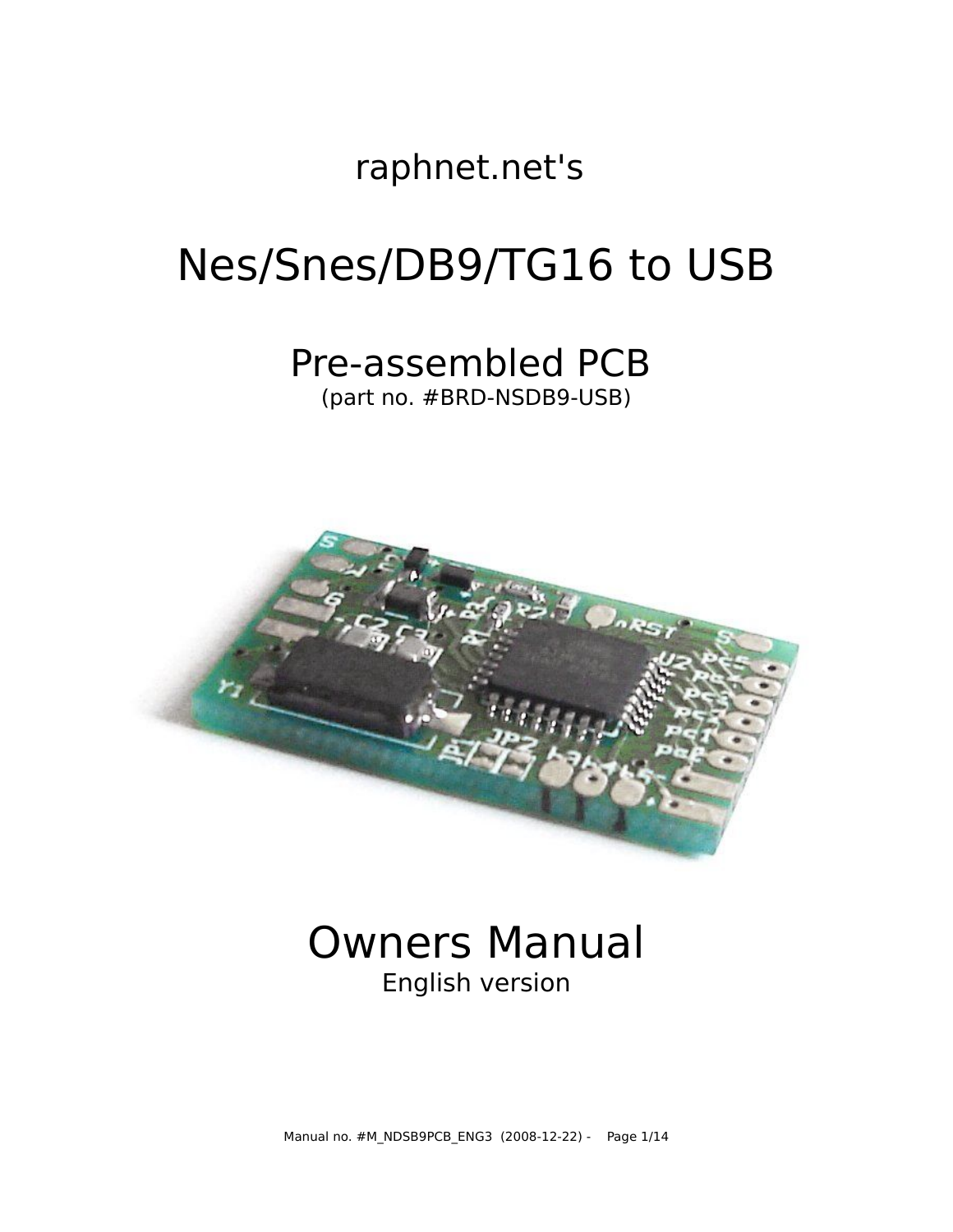raphnet.net's

# Nes/Snes/DB9/TG16 to USB

## Pre-assembled PCB

(part no. #BRD-NSDB9-USB)

# Owners Manual

English version

Manual no. #M_NDSB9PCB_ENG3 (2008-12-22)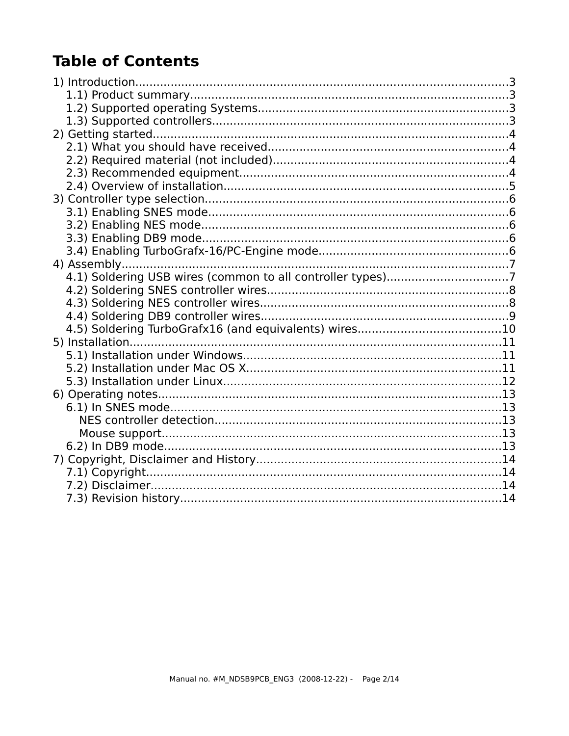# Table of Contents

1) Introduction....................................................................................................3
   1.1) Product summary.......................................................................................3
   1.2) Supported operating Systems....................................................................3
   1.3) Supported controllers................................................................................3
2) Getting started.................................................................................................4
   2.1) What you should have received.................................................................4
   2.2) Required material (not included)...............................................................4
   2.3) Recommended equipment........................................................................4
   2.4) Overview of installation.............................................................................5
3) Controller type selection...................................................................................6
   3.1) Enabling SNES mode.................................................................................6
   3.2) Enabling NES mode...................................................................................6
   3.3) Enabling DB9 mode...................................................................................6
   3.4) Enabling TurboGrafx-16/PC-Engine mode..................................................6
4) Assembly..........................................................................................................7
   4.1) Soldering USB wires (common to all controller types)...............................7
   4.2) Soldering SNES controller wires.................................................................8
   4.3) Soldering NES controller wires...................................................................8
   4.4) Soldering DB9 controller wires...................................................................9
   4.5) Soldering TurboGrafx16 (and equivalents) wires......................................10
5) Installation......................................................................................................11
   5.1) Installation under Windows......................................................................11
   5.2) Installation under Mac OS X.....................................................................11
   5.3) Installation under Linux...........................................................................12
6) Operating notes..............................................................................................13
   6.1) In SNES mode..........................................................................................13
      NES controller detection..............................................................................13
      Mouse support.............................................................................................13
   6.2) In DB9 mode............................................................................................13
7) Copyright, Disclaimer and History..................................................................14
   7.1) Copyright.................................................................................................14
   7.2) Disclaimer................................................................................................14
   7.3) Revision history........................................................................................14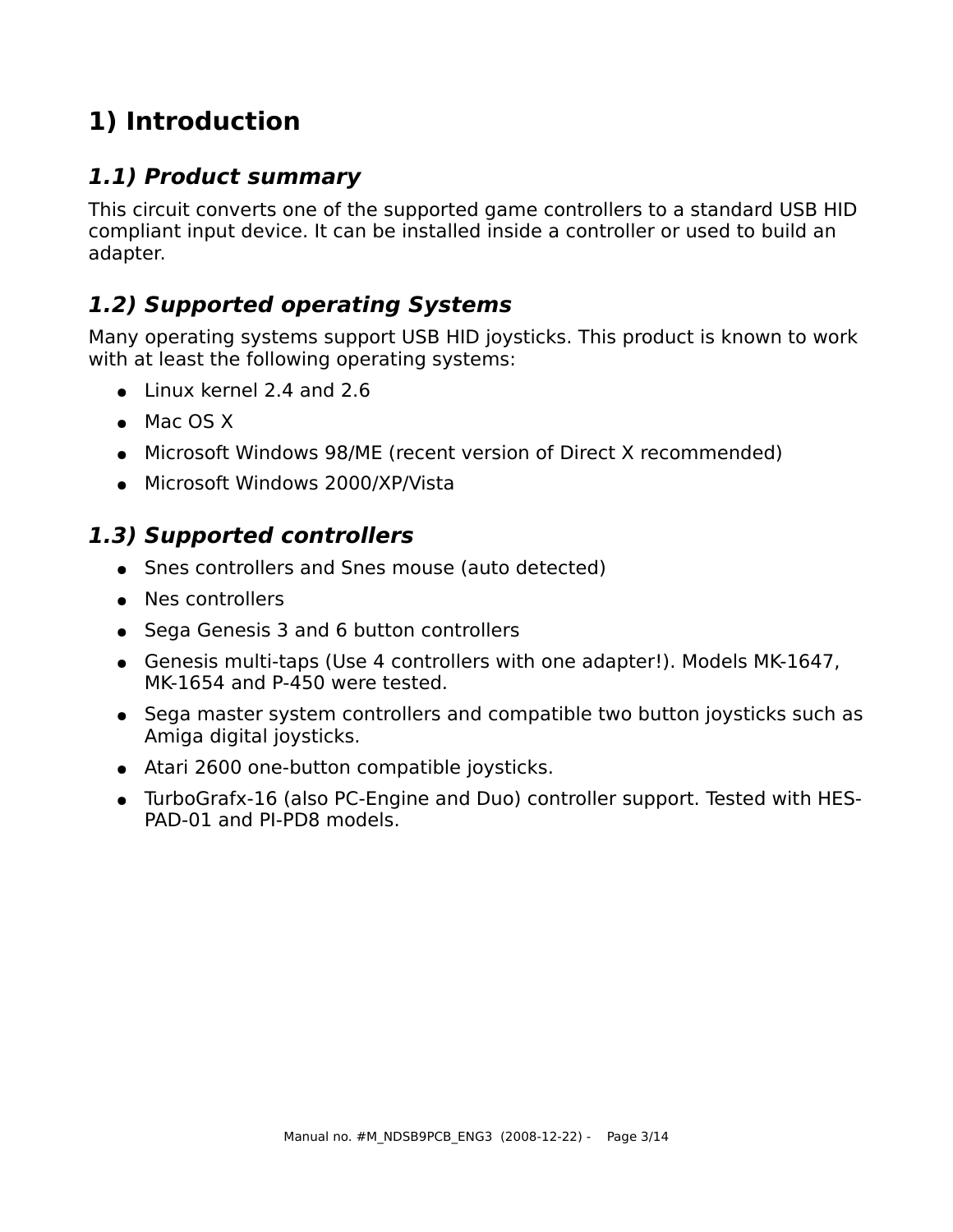# 1) Introduction

## *1.1) Product summary*

This circuit converts one of the supported game controllers to a standard USB HID compliant input device. It can be installed inside a controller or used to build an adapter.

## *1.2) Supported operating Systems*

Many operating systems support USB HID joysticks. This product is known to work with at least the following operating systems:

- Linux kernel 2.4 and 2.6
- Mac OS X
- Microsoft Windows 98/ME (recent version of Direct X recommended)
- Microsoft Windows 2000/XP/Vista

## *1.3) Supported controllers*

- Snes controllers and Snes mouse (auto detected)
- Nes controllers
- Sega Genesis 3 and 6 button controllers
- Genesis multi-taps (Use 4 controllers with one adapter!). Models MK-1647, MK-1654 and P-450 were tested.
- Sega master system controllers and compatible two button joysticks such as Amiga digital joysticks.
- Atari 2600 one-button compatible joysticks.
- TurboGrafx-16 (also PC-Engine and Duo) controller support. Tested with HES-PAD-01 and PI-PD8 models.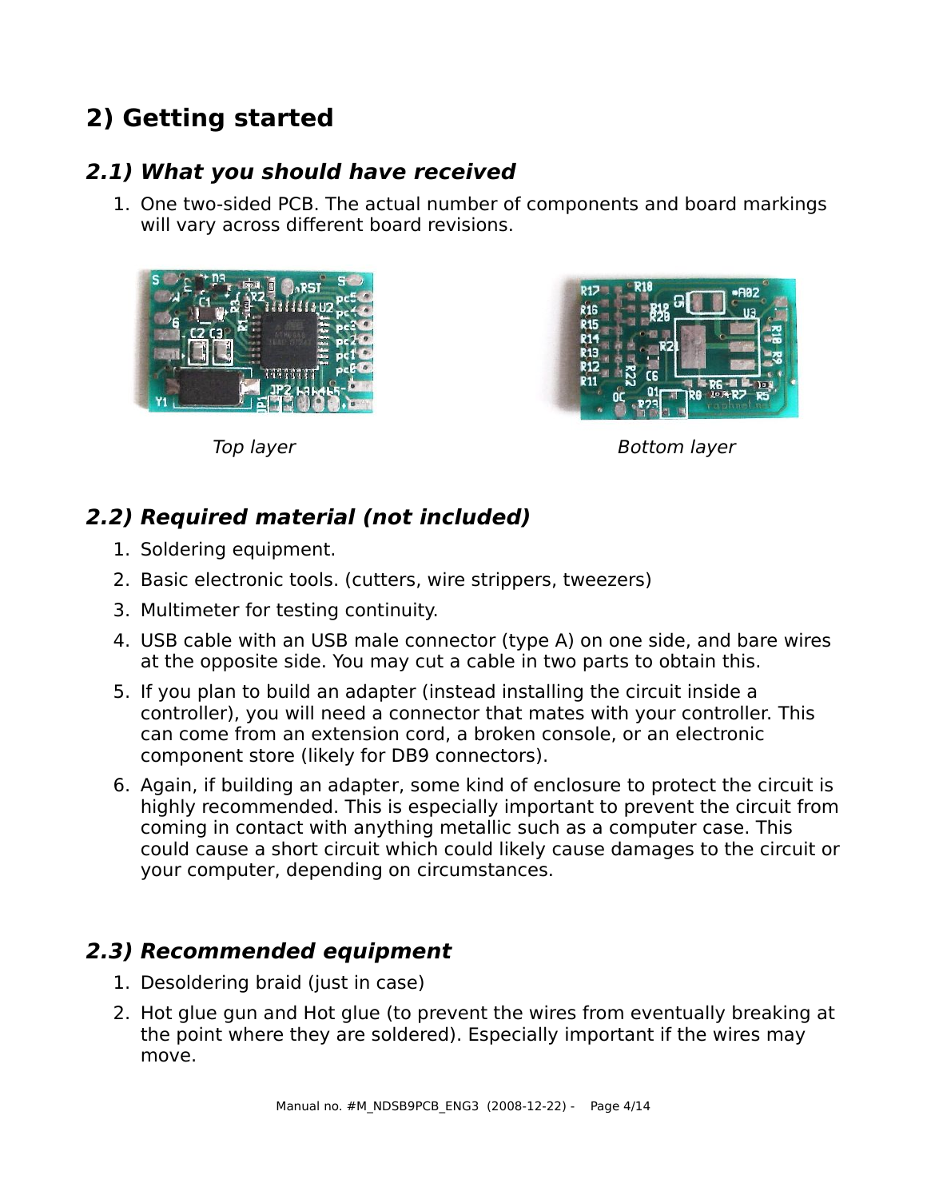## 2) Getting started

### 2.1) What you should have received

1. One two-sided PCB. The actual number of components and board markings will vary across different board revisions.

*Top layer* *Bottom layer*

### 2.2) Required material (not included)

1. Soldering equipment.
2. Basic electronic tools. (cutters, wire strippers, tweezers)
3. Multimeter for testing continuity.
4. USB cable with an USB male connector (type A) on one side, and bare wires at the opposite side. You may cut a cable in two parts to obtain this.
5. If you plan to build an adapter (instead installing the circuit inside a controller), you will need a connector that mates with your controller. This can come from an extension cord, a broken console, or an electronic component store (likely for DB9 connectors).
6. Again, if building an adapter, some kind of enclosure to protect the circuit is highly recommended. This is especially important to prevent the circuit from coming in contact with anything metallic such as a computer case. This could cause a short circuit which could likely cause damages to the circuit or your computer, depending on circumstances.

### 2.3) Recommended equipment

1. Desoldering braid (just in case)
2. Hot glue gun and Hot glue (to prevent the wires from eventually breaking at the point where they are soldered). Especially important if the wires may move.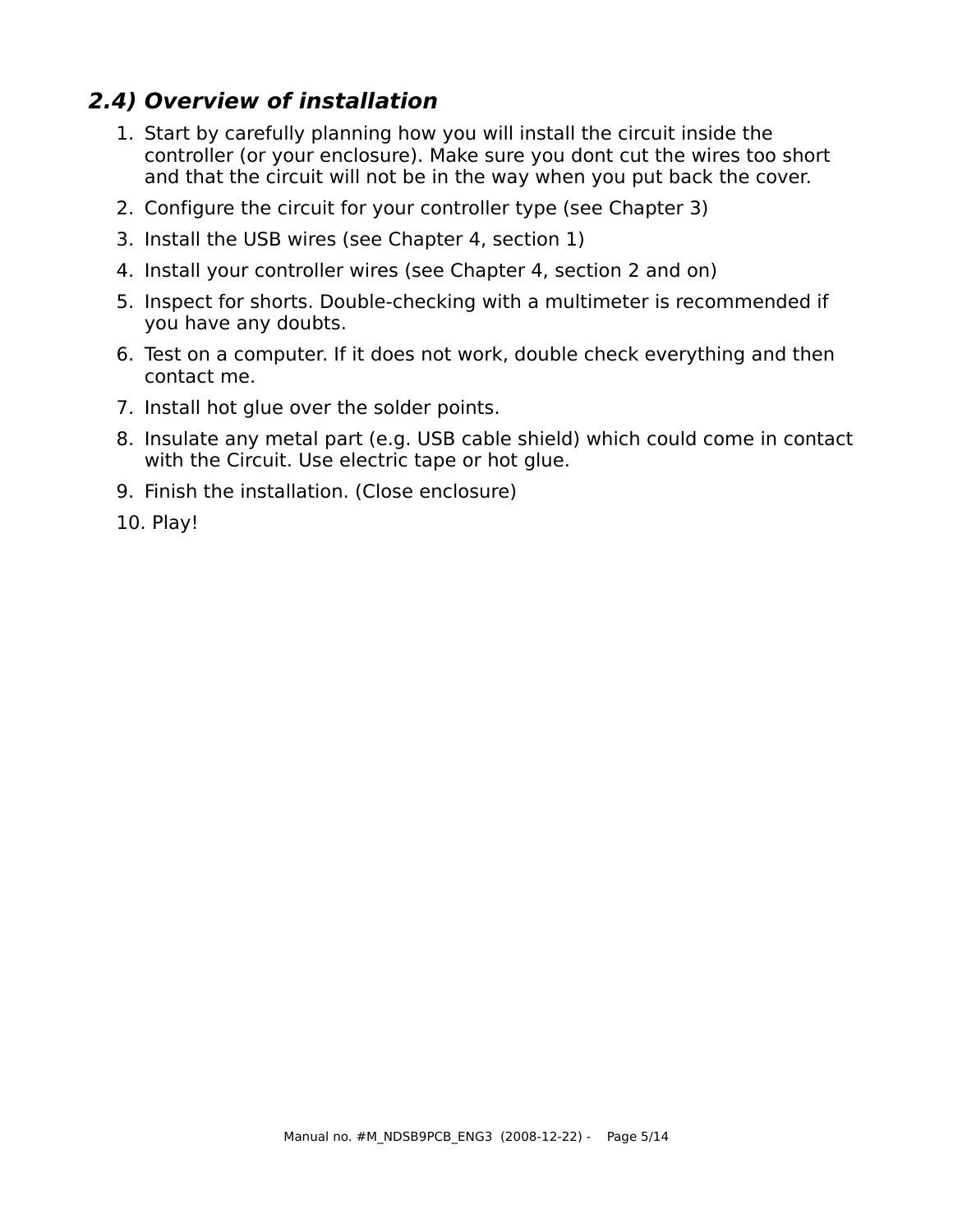## ***2.4) Overview of installation***

1. Start by carefully planning how you will install the circuit inside the controller (or your enclosure). Make sure you dont cut the wires too short and that the circuit will not be in the way when you put back the cover.
2. Configure the circuit for your controller type (see Chapter 3)
3. Install the USB wires (see Chapter 4, section 1)
4. Install your controller wires (see Chapter 4, section 2 and on)
5. Inspect for shorts. Double-checking with a multimeter is recommended if you have any doubts.
6. Test on a computer. If it does not work, double check everything and then contact me.
7. Install hot glue over the solder points.
8. Insulate any metal part (e.g. USB cable shield) which could come in contact with the Circuit. Use electric tape or hot glue.
9. Finish the installation. (Close enclosure)
10. Play!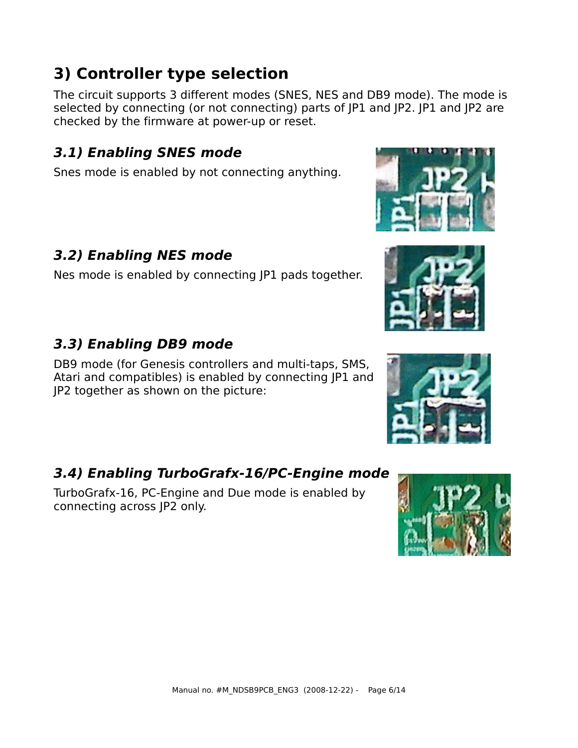## 3) Controller type selection

The circuit supports 3 different modes (SNES, NES and DB9 mode). The mode is selected by connecting (or not connecting) parts of JP1 and JP2. JP1 and JP2 are checked by the firmware at power-up or reset.

### *3.1) Enabling SNES mode*

Snes mode is enabled by not connecting anything.

### *3.2) Enabling NES mode*

Nes mode is enabled by connecting JP1 pads together.

### *3.3) Enabling DB9 mode*

DB9 mode (for Genesis controllers and multi-taps, SMS, Atari and compatibles) is enabled by connecting JP1 and JP2 together as shown on the picture:

### *3.4) Enabling TurboGrafx-16/PC-Engine mode*

TurboGrafx-16, PC-Engine and Due mode is enabled by connecting across JP2 only.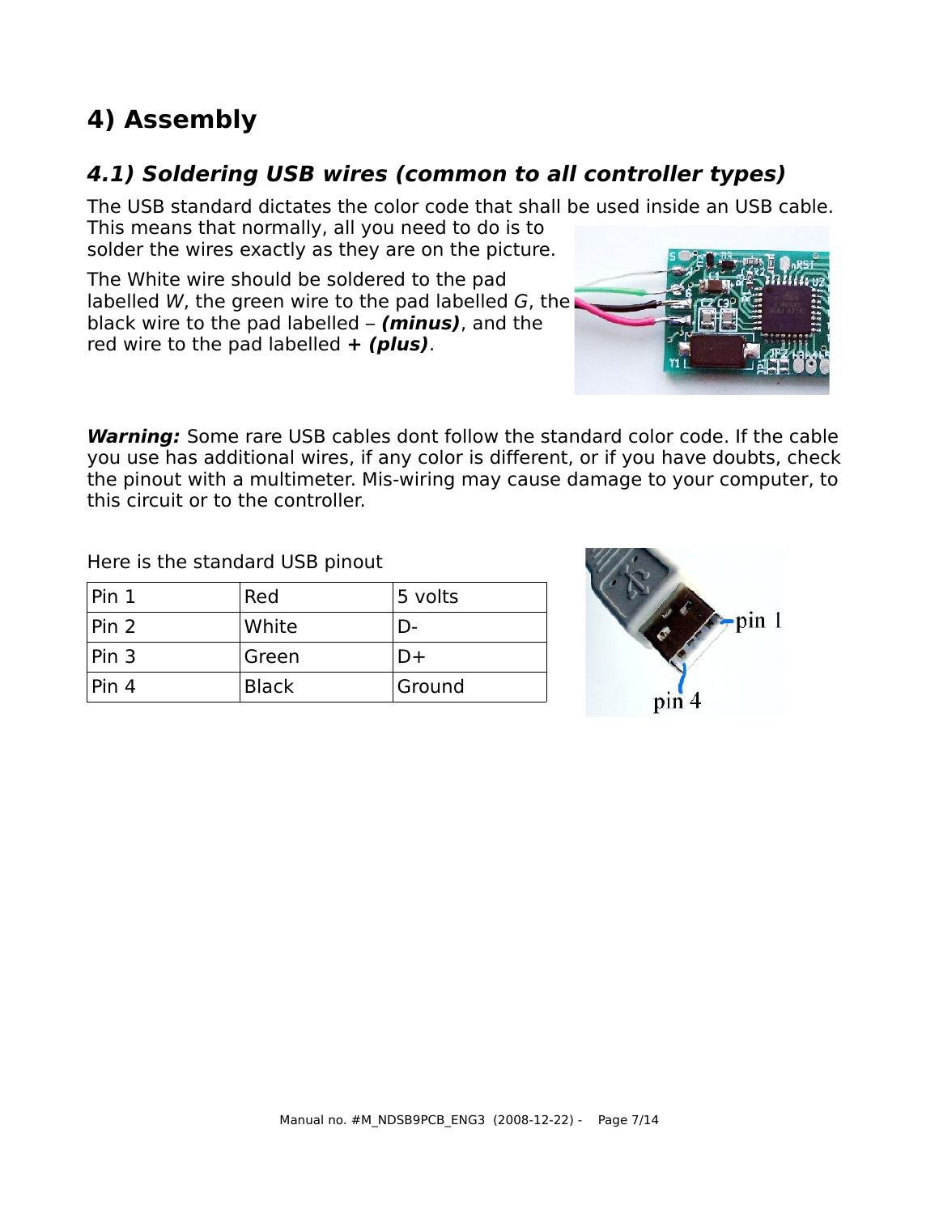# 4) Assembly

## *4.1) Soldering USB wires (common to all controller types)*

The USB standard dictates the color code that shall be used inside an USB cable. This means that normally, all you need to do is to solder the wires exactly as they are on the picture.

The White wire should be soldered to the pad labelled *W*, the green wire to the pad labelled *G*, the black wire to the pad labelled – ***(minus)***, and the red wire to the pad labelled **+ *(plus)***.

***Warning:*** Some rare USB cables dont follow the standard color code. If the cable you use has additional wires, if any color is different, or if you have doubts, check the pinout with a multimeter. Mis-wiring may cause damage to your computer, to this circuit or to the controller.

Here is the standard USB pinout

| Pin 1 | Red | 5 volts |
|---|---|---|
| Pin 2 | White | D- |
| Pin 3 | Green | D+ |
| Pin 4 | Black | Ground |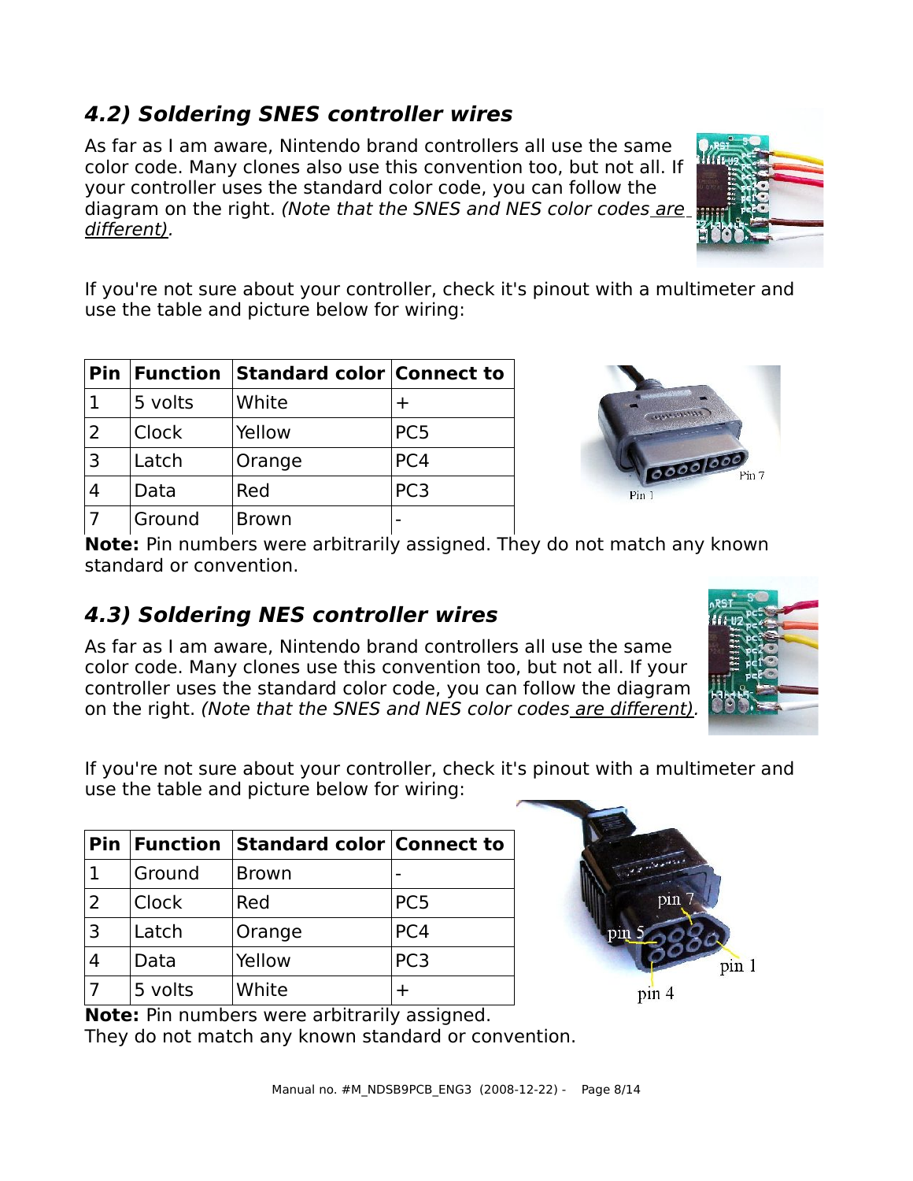### 4.2) Soldering SNES controller wires

As far as I am aware, Nintendo brand controllers all use the same color code. Many clones also use this convention too, but not all. If your controller uses the standard color code, you can follow the diagram on the right. *(Note that the SNES and NES color codes are different).*

If you're not sure about your controller, check it's pinout with a multimeter and use the table and picture below for wiring:

| Pin | Function | Standard color | Connect to |
|---|---|---|---|
| 1 | 5 volts | White | + |
| 2 | Clock | Yellow | PC5 |
| 3 | Latch | Orange | PC4 |
| 4 | Data | Red | PC3 |
| 7 | Ground | Brown | - |

**Note:** Pin numbers were arbitrarily assigned. They do not match any known standard or convention.

### 4.3) Soldering NES controller wires

As far as I am aware, Nintendo brand controllers all use the same color code. Many clones use this convention too, but not all. If your controller uses the standard color code, you can follow the diagram on the right. *(Note that the SNES and NES color codes are different).*

If you're not sure about your controller, check it's pinout with a multimeter and use the table and picture below for wiring:

| Pin | Function | Standard color | Connect to |
|---|---|---|---|
| 1 | Ground | Brown | - |
| 2 | Clock | Red | PC5 |
| 3 | Latch | Orange | PC4 |
| 4 | Data | Yellow | PC3 |
| 7 | 5 volts | White | + |

**Note:** Pin numbers were arbitrarily assigned.
They do not match any known standard or convention.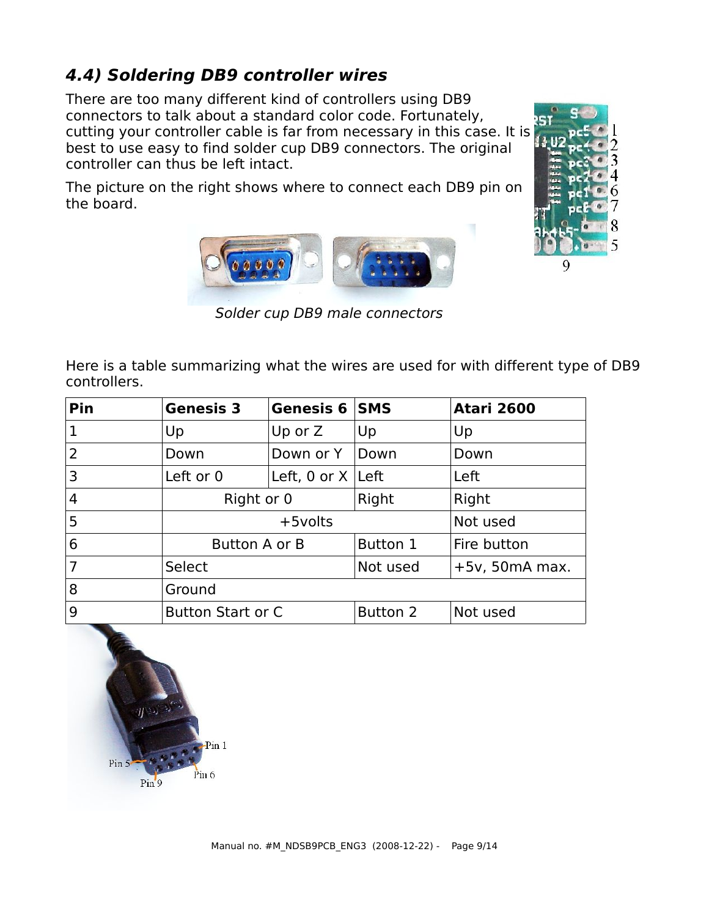### 4.4) Soldering DB9 controller wires

There are too many different kind of controllers using DB9 connectors to talk about a standard color code. Fortunately, cutting your controller cable is far from necessary in this case. It is best to use easy to find solder cup DB9 connectors. The original controller can thus be left intact.

The picture on the right shows where to connect each DB9 pin on the board.

*Solder cup DB9 male connectors*

Here is a table summarizing what the wires are used for with different type of DB9 controllers.

| Pin | Genesis 3 | Genesis 6 | SMS | Atari 2600 |
|---|---|---|---|---|
| 1 | Up | Up or Z | Up | Up |
| 2 | Down | Down or Y | Down | Down |
| 3 | Left or 0 | Left, 0 or X | Left | Left |
| 4 | Right or 0 | | Right | Right |
| 5 | +5volts | | | Not used |
| 6 | Button A or B | | Button 1 | Fire button |
| 7 | Select | | Not used | +5v, 50mA max. |
| 8 | Ground | | | |
| 9 | Button Start or C | | Button 2 | Not used |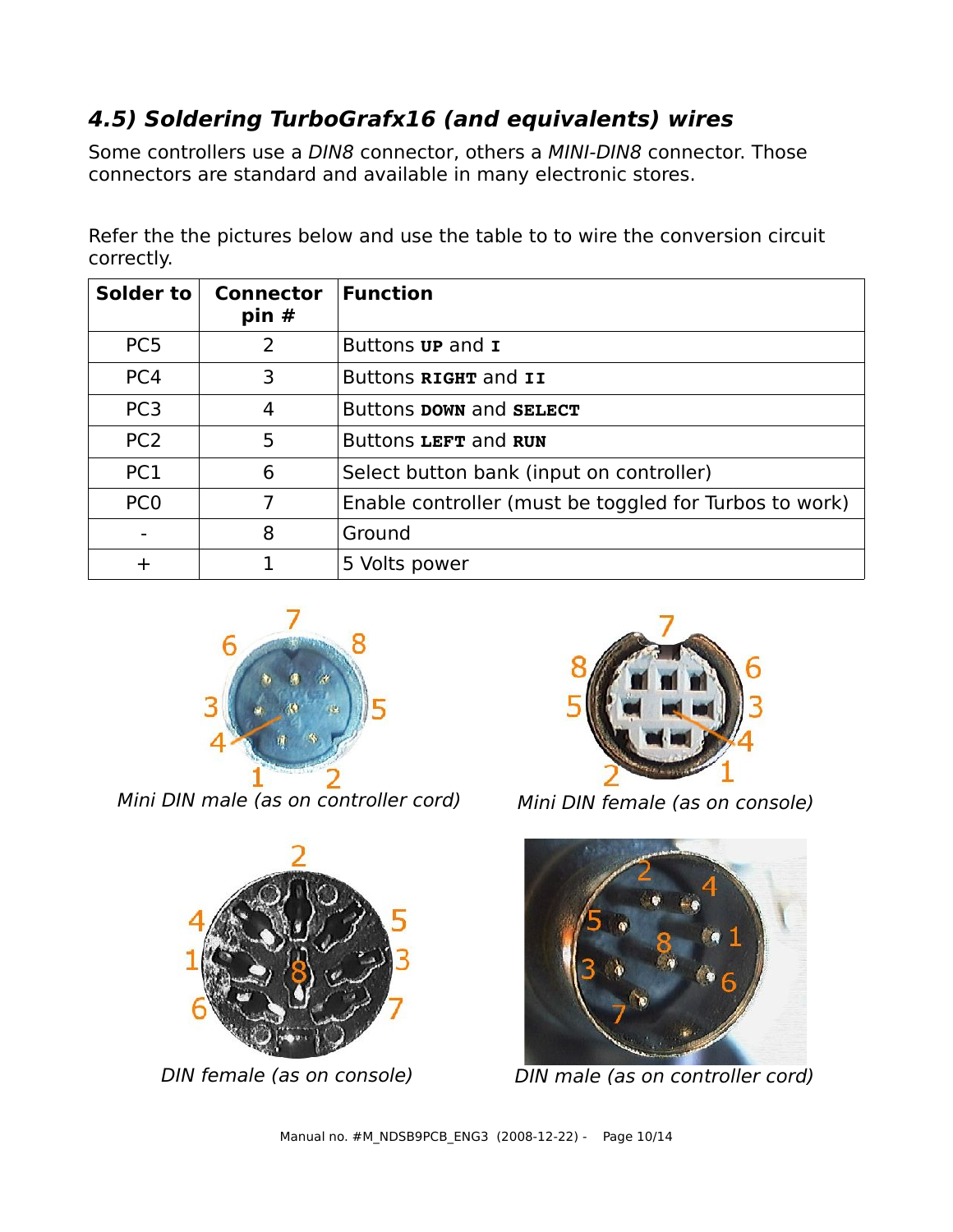### *4.5) Soldering TurboGrafx16 (and equivalents) wires*

Some controllers use a *DIN8* connector, others a *MINI-DIN8* connector. Those connectors are standard and available in many electronic stores.

Refer the the pictures below and use the table to to wire the conversion circuit correctly.

| Solder to | Connector pin # | Function |
|---|---|---|
| PC5 | 2 | Buttons **UP** and **I** |
| PC4 | 3 | Buttons **RIGHT** and **II** |
| PC3 | 4 | Buttons **DOWN** and **SELECT** |
| PC2 | 5 | Buttons **LEFT** and **RUN** |
| PC1 | 6 | Select button bank (input on controller) |
| PC0 | 7 | Enable controller (must be toggled for Turbos to work) |
| - | 8 | Ground |
| + | 1 | 5 Volts power |

*Mini DIN male (as on controller cord)*

*Mini DIN female (as on console)*

*DIN female (as on console)*

*DIN male (as on controller cord)*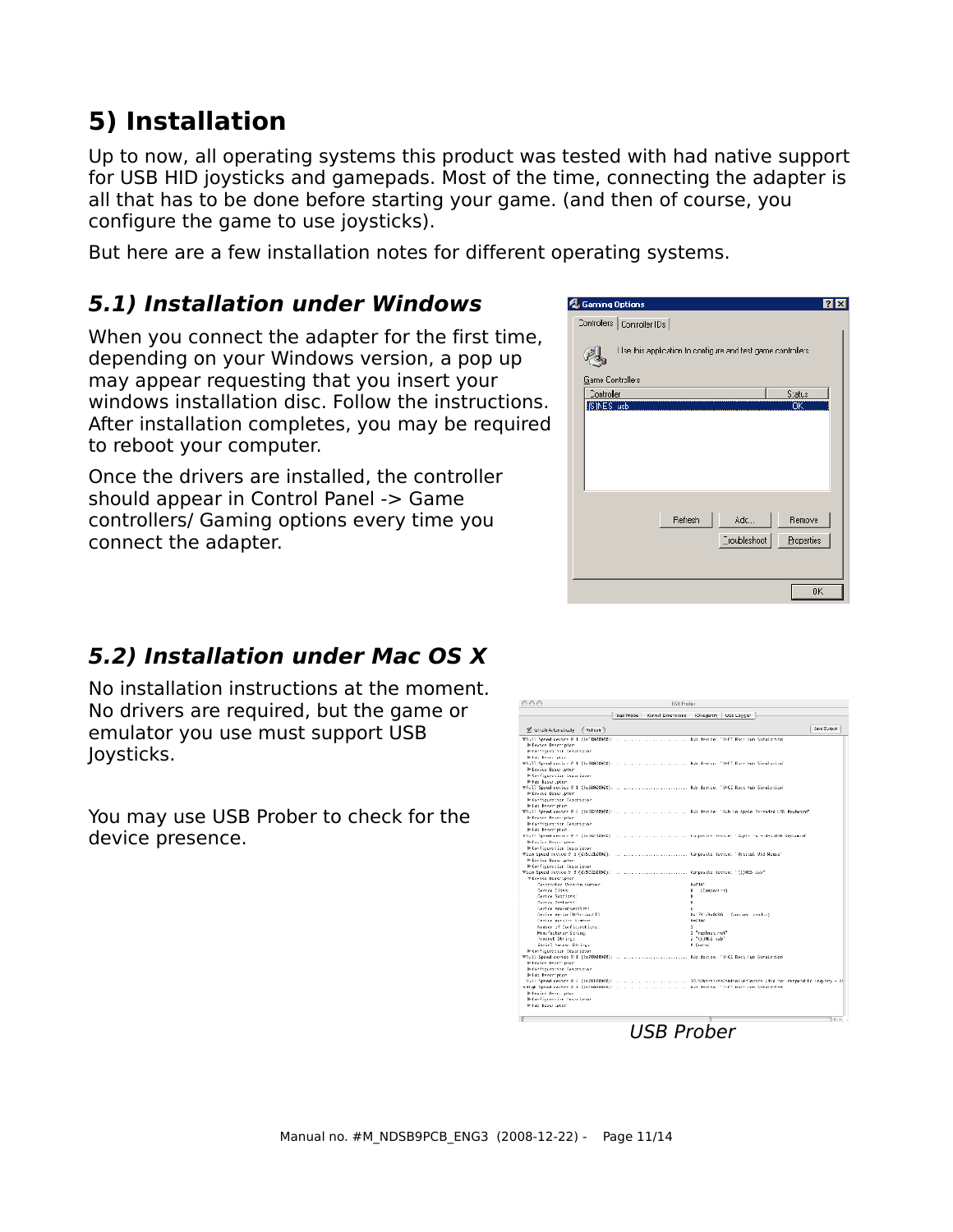# 5) Installation

Up to now, all operating systems this product was tested with had native support for USB HID joysticks and gamepads. Most of the time, connecting the adapter is all that has to be done before starting your game. (and then of course, you configure the game to use joysticks).

But here are a few installation notes for different operating systems.

## *5.1) Installation under Windows*

When you connect the adapter for the first time, depending on your Windows version, a pop up may appear requesting that you insert your windows installation disc. Follow the instructions. After installation completes, you may be required to reboot your computer.

Once the drivers are installed, the controller should appear in Control Panel -> Game controllers/ Gaming options every time you connect the adapter.

## *5.2) Installation under Mac OS X*

No installation instructions at the moment. No drivers are required, but the game or emulator you use must support USB Joysticks.

You may use USB Prober to check for the device presence.

*USB Prober*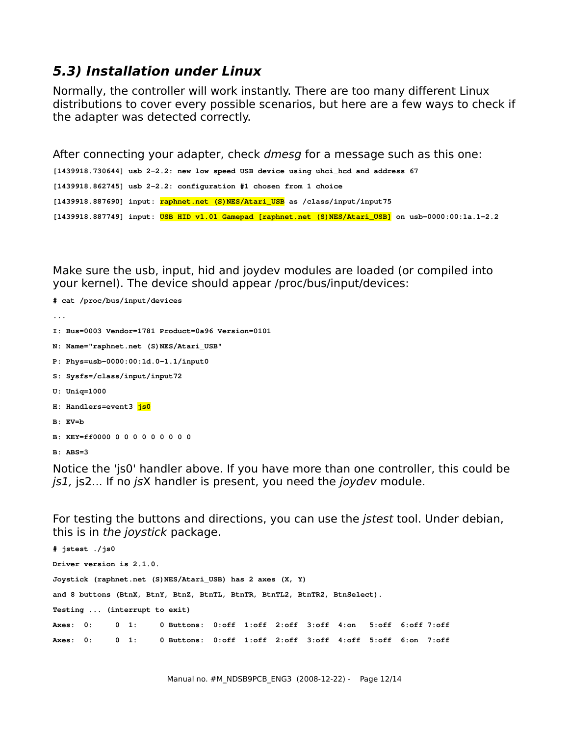### *5.3) Installation under Linux*

Normally, the controller will work instantly. There are too many different Linux distributions to cover every possible scenarios, but here are a few ways to check if the adapter was detected correctly.

After connecting your adapter, check *dmesg* for a message such as this one:

```
[1439918.730644] usb 2-2.2: new low speed USB device using uhci_hcd and address 67
[1439918.862745] usb 2-2.2: configuration #1 chosen from 1 choice
[1439918.887690] input: raphnet.net (S)NES/Atari_USB as /class/input/input75
[1439918.887749] input: USB HID v1.01 Gamepad [raphnet.net (S)NES/Atari_USB] on usb-0000:00:1a.1-2.2
```

Make sure the usb, input, hid and joydev modules are loaded (or compiled into your kernel). The device should appear /proc/bus/input/devices:

```
# cat /proc/bus/input/devices
...
I: Bus=0003 Vendor=1781 Product=0a96 Version=0101
N: Name="raphnet.net (S)NES/Atari_USB"
P: Phys=usb-0000:00:1d.0-1.1/input0
S: Sysfs=/class/input/input72
U: Uniq=1000
H: Handlers=event3 js0
B: EV=b
B: KEY=ff0000 0 0 0 0 0 0 0 0 0
B: ABS=3
```

Notice the 'js0' handler above. If you have more than one controller, this could be *js1,* js2... If no *js*X handler is present, you need the *joydev* module.

For testing the buttons and directions, you can use the *jstest* tool. Under debian, this is in *the joystick* package.

```
# jstest ./js0
Driver version is 2.1.0.
Joystick (raphnet.net (S)NES/Atari_USB) has 2 axes (X, Y)
and 8 buttons (BtnX, BtnY, BtnZ, BtnTL, BtnTR, BtnTL2, BtnTR2, BtnSelect).
Testing ... (interrupt to exit)
Axes:  0:     0  1:     0 Buttons:  0:off  1:off  2:off  3:off  4:on   5:off  6:off 7:off
Axes:  0:     0  1:     0 Buttons:  0:off  1:off  2:off  3:off  4:off  5:off  6:on  7:off
```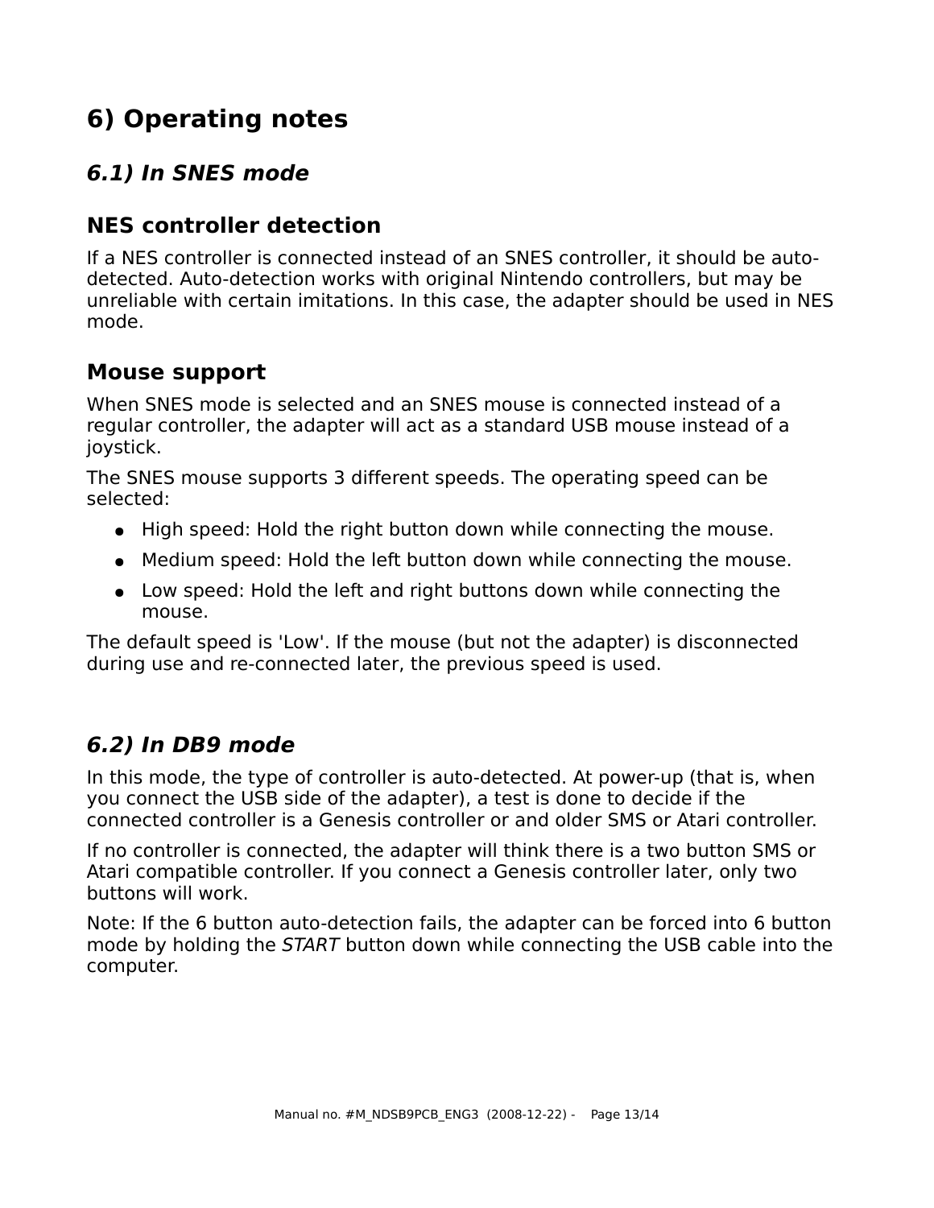# 6) Operating notes

## *6.1) In SNES mode*

### NES controller detection

If a NES controller is connected instead of an SNES controller, it should be auto-detected. Auto-detection works with original Nintendo controllers, but may be unreliable with certain imitations. In this case, the adapter should be used in NES mode.

### Mouse support

When SNES mode is selected and an SNES mouse is connected instead of a regular controller, the adapter will act as a standard USB mouse instead of a joystick.

The SNES mouse supports 3 different speeds. The operating speed can be selected:

- High speed: Hold the right button down while connecting the mouse.
- Medium speed: Hold the left button down while connecting the mouse.
- Low speed: Hold the left and right buttons down while connecting the mouse.

The default speed is 'Low'. If the mouse (but not the adapter) is disconnected during use and re-connected later, the previous speed is used.

## *6.2) In DB9 mode*

In this mode, the type of controller is auto-detected. At power-up (that is, when you connect the USB side of the adapter), a test is done to decide if the connected controller is a Genesis controller or and older SMS or Atari controller.

If no controller is connected, the adapter will think there is a two button SMS or Atari compatible controller. If you connect a Genesis controller later, only two buttons will work.

Note: If the 6 button auto-detection fails, the adapter can be forced into 6 button mode by holding the *START* button down while connecting the USB cable into the computer.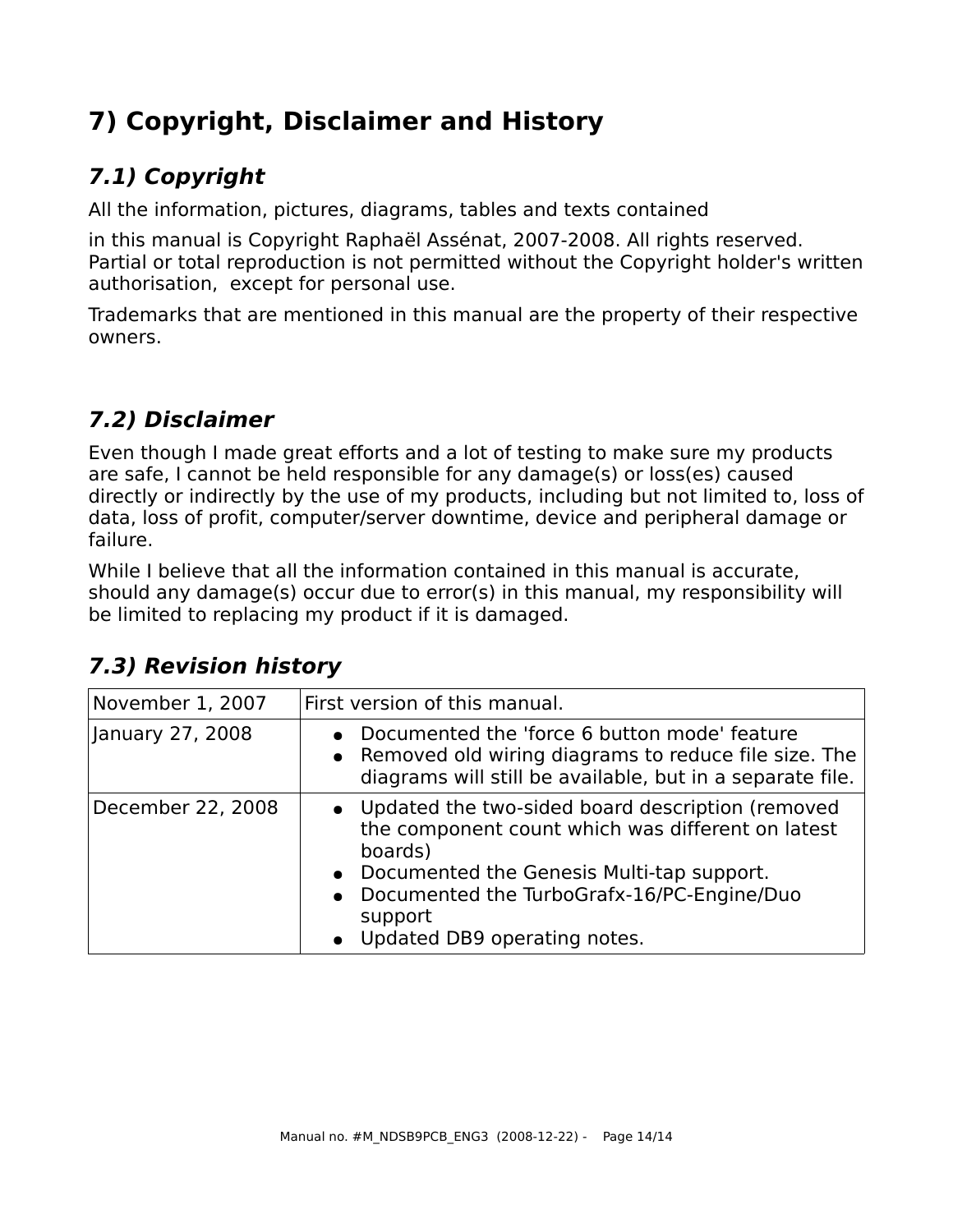# 7) Copyright, Disclaimer and History

## *7.1) Copyright*

All the information, pictures, diagrams, tables and texts contained

in this manual is Copyright Raphaël Assénat, 2007-2008. All rights reserved. Partial or total reproduction is not permitted without the Copyright holder's written authorisation, except for personal use.

Trademarks that are mentioned in this manual are the property of their respective owners.

## *7.2) Disclaimer*

Even though I made great efforts and a lot of testing to make sure my products are safe, I cannot be held responsible for any damage(s) or loss(es) caused directly or indirectly by the use of my products, including but not limited to, loss of data, loss of profit, computer/server downtime, device and peripheral damage or failure.

While I believe that all the information contained in this manual is accurate, should any damage(s) occur due to error(s) in this manual, my responsibility will be limited to replacing my product if it is damaged.

## *7.3) Revision history*

| | |
|---|---|
| November 1, 2007 | First version of this manual. |
| January 27, 2008 | • Documented the 'force 6 button mode' feature<br>• Removed old wiring diagrams to reduce file size. The diagrams will still be available, but in a separate file. |
| December 22, 2008 | • Updated the two-sided board description (removed the component count which was different on latest boards)<br>• Documented the Genesis Multi-tap support.<br>• Documented the TurboGrafx-16/PC-Engine/Duo support<br>• Updated DB9 operating notes. |